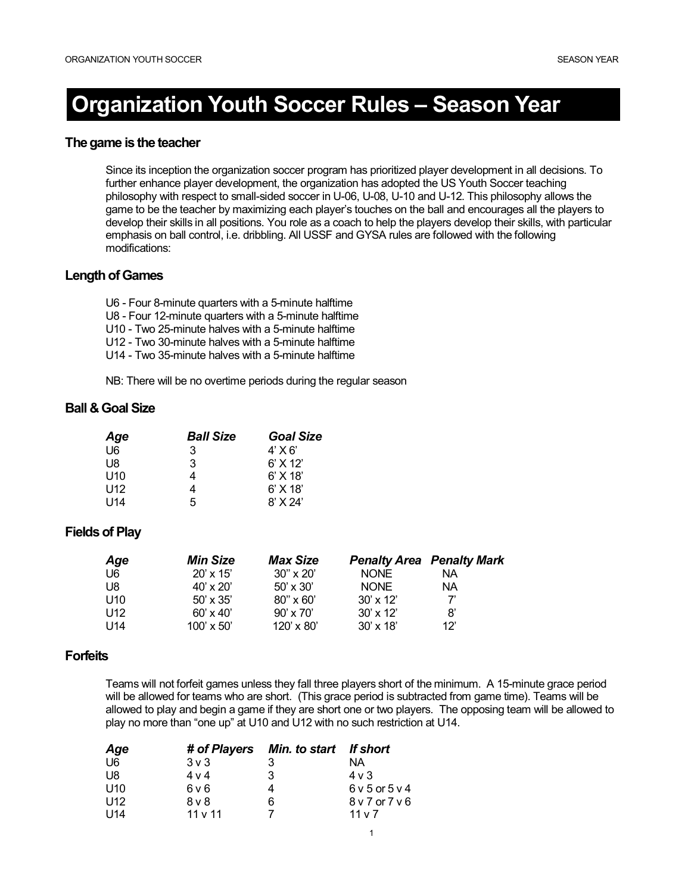# Organization Youth Soccer Rules – Season Year

### The game is the teacher

Since its inception the organization soccer program has prioritized player development in all decisions. To further enhance player development, the organization has adopted the US Youth Soccer teaching philosophy with respect to small-sided soccer in U-06, U-08, U-10 and U-12. This philosophy allows the game to be the teacher by maximizing each player's touches on the ball and encourages all the players to develop their skills in all positions. You role as a coach to help the players develop their skills, with particular emphasis on ball control, i.e. dribbling. All USSF and GYSA rules are followed with the following modifications:

### Length of Games

U6 - Four 8-minute quarters with a 5-minute halftime
U8 - Four 12-minute quarters with a 5-minute halftime
U10 - Two 25-minute halves with a 5-minute halftime
U12 - Two 30-minute halves with a 5-minute halftime
U14 - Two 35-minute halves with a 5-minute halftime

NB: There will be no overtime periods during the regular season

### Ball & Goal Size

| *Age* | *Ball Size* | *Goal Size* |
|---|---|---|
| U6 | 3 | 4' X 6' |
| U8 | 3 | 6' X 12' |
| U10 | 4 | 6' X 18' |
| U12 | 4 | 6' X 18' |
| U14 | 5 | 8' X 24' |

### Fields of Play

| *Age* | *Min Size* | *Max Size* | *Penalty Area* | *Penalty Mark* |
|---|---|---|---|---|
| U6 | 20' x 15' | 30" x 20' | NONE | NA |
| U8 | 40' x 20' | 50' x 30' | NONE | NA |
| U10 | 50' x 35' | 80" x 60' | 30' x 12' | 7' |
| U12 | 60' x 40' | 90' x 70' | 30' x 12' | 8' |
| U14 | 100' x 50' | 120' x 80' | 30' x 18' | 12' |

### Forfeits

Teams will not forfeit games unless they fall three players short of the minimum. A 15-minute grace period will be allowed for teams who are short. (This grace period is subtracted from game time). Teams will be allowed to play and begin a game if they are short one or two players. The opposing team will be allowed to play no more than "one up" at U10 and U12 with no such restriction at U14.

| *Age* | *# of Players* | *Min. to start* | *If short* |
|---|---|---|---|
| U6 | 3 v 3 | 3 | NA |
| U8 | 4 v 4 | 3 | 4 v 3 |
| U10 | 6 v 6 | 4 | 6 v 5 or 5 v 4 |
| U12 | 8 v 8 | 6 | 8 v 7 or 7 v 6 |
| U14 | 11 v 11 | 7 | 11 v 7 |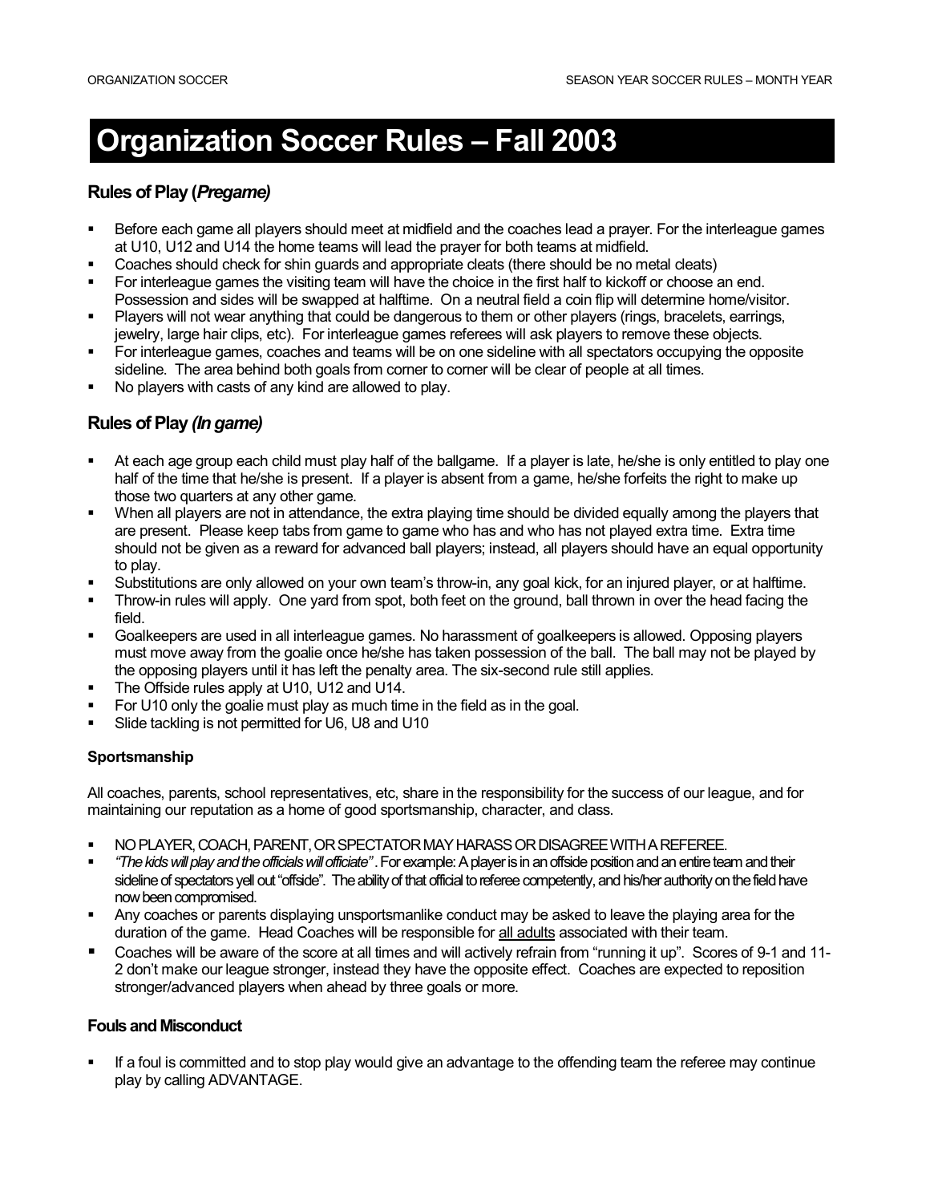# Organization Soccer Rules – Fall 2003

## Rules of Play (*Pregame)*

- Before each game all players should meet at midfield and the coaches lead a prayer. For the interleague games at U10, U12 and U14 the home teams will lead the prayer for both teams at midfield.
- Coaches should check for shin guards and appropriate cleats (there should be no metal cleats)
- For interleague games the visiting team will have the choice in the first half to kickoff or choose an end. Possession and sides will be swapped at halftime. On a neutral field a coin flip will determine home/visitor.
- Players will not wear anything that could be dangerous to them or other players (rings, bracelets, earrings, jewelry, large hair clips, etc). For interleague games referees will ask players to remove these objects.
- For interleague games, coaches and teams will be on one sideline with all spectators occupying the opposite sideline. The area behind both goals from corner to corner will be clear of people at all times.
- No players with casts of any kind are allowed to play.

## Rules of Play *(In game)*

- At each age group each child must play half of the ballgame. If a player is late, he/she is only entitled to play one half of the time that he/she is present. If a player is absent from a game, he/she forfeits the right to make up those two quarters at any other game.
- When all players are not in attendance, the extra playing time should be divided equally among the players that are present. Please keep tabs from game to game who has and who has not played extra time. Extra time should not be given as a reward for advanced ball players; instead, all players should have an equal opportunity to play.
- Substitutions are only allowed on your own team's throw-in, any goal kick, for an injured player, or at halftime.
- Throw-in rules will apply. One yard from spot, both feet on the ground, ball thrown in over the head facing the field.
- Goalkeepers are used in all interleague games. No harassment of goalkeepers is allowed. Opposing players must move away from the goalie once he/she has taken possession of the ball. The ball may not be played by the opposing players until it has left the penalty area. The six-second rule still applies.
- The Offside rules apply at U10, U12 and U14.
- For U10 only the goalie must play as much time in the field as in the goal.
- Slide tackling is not permitted for U6, U8 and U10

### Sportsmanship

All coaches, parents, school representatives, etc, share in the responsibility for the success of our league, and for maintaining our reputation as a home of good sportsmanship, character, and class.

- NO PLAYER, COACH, PARENT, OR SPECTATOR MAY HARASS OR DISAGREE WITH A REFEREE.
- *"The kids will play and the officials will officiate"*. For example: A player is in an offside position and an entire team and their sideline of spectators yell out "offside". The ability of that official to referee competently, and his/her authority on the field have now been compromised.
- Any coaches or parents displaying unsportsmanlike conduct may be asked to leave the playing area for the duration of the game. Head Coaches will be responsible for all adults associated with their team.
- Coaches will be aware of the score at all times and will actively refrain from "running it up". Scores of 9-1 and 11-2 don't make our league stronger, instead they have the opposite effect. Coaches are expected to reposition stronger/advanced players when ahead by three goals or more.

### Fouls and Misconduct

- If a foul is committed and to stop play would give an advantage to the offending team the referee may continue play by calling ADVANTAGE.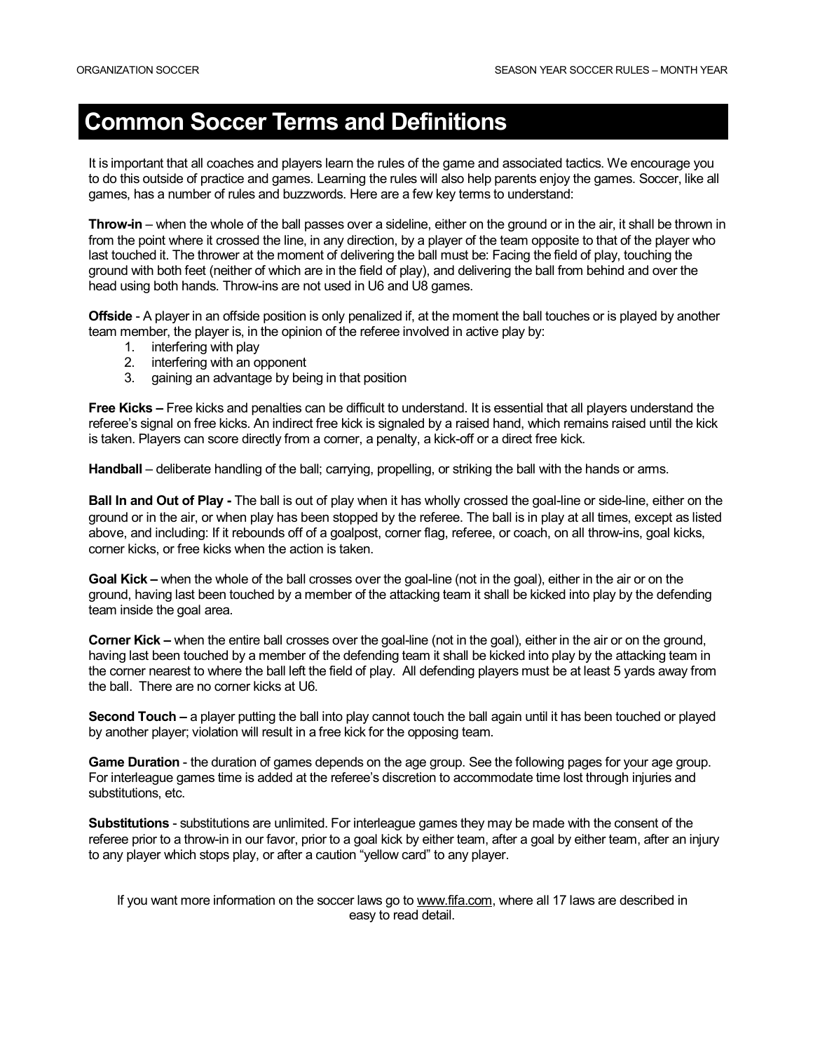# Common Soccer Terms and Definitions

It is important that all coaches and players learn the rules of the game and associated tactics. We encourage you to do this outside of practice and games. Learning the rules will also help parents enjoy the games. Soccer, like all games, has a number of rules and buzzwords. Here are a few key terms to understand:

**Throw-in** – when the whole of the ball passes over a sideline, either on the ground or in the air, it shall be thrown in from the point where it crossed the line, in any direction, by a player of the team opposite to that of the player who last touched it. The thrower at the moment of delivering the ball must be: Facing the field of play, touching the ground with both feet (neither of which are in the field of play), and delivering the ball from behind and over the head using both hands. Throw-ins are not used in U6 and U8 games.

**Offside** - A player in an offside position is only penalized if, at the moment the ball touches or is played by another team member, the player is, in the opinion of the referee involved in active play by:

1. interfering with play
2. interfering with an opponent
3. gaining an advantage by being in that position

**Free Kicks –** Free kicks and penalties can be difficult to understand. It is essential that all players understand the referee's signal on free kicks. An indirect free kick is signaled by a raised hand, which remains raised until the kick is taken. Players can score directly from a corner, a penalty, a kick-off or a direct free kick.

**Handball** – deliberate handling of the ball; carrying, propelling, or striking the ball with the hands or arms.

**Ball In and Out of Play -** The ball is out of play when it has wholly crossed the goal-line or side-line, either on the ground or in the air, or when play has been stopped by the referee. The ball is in play at all times, except as listed above, and including: If it rebounds off of a goalpost, corner flag, referee, or coach, on all throw-ins, goal kicks, corner kicks, or free kicks when the action is taken.

**Goal Kick –** when the whole of the ball crosses over the goal-line (not in the goal), either in the air or on the ground, having last been touched by a member of the attacking team it shall be kicked into play by the defending team inside the goal area.

**Corner Kick –** when the entire ball crosses over the goal-line (not in the goal), either in the air or on the ground, having last been touched by a member of the defending team it shall be kicked into play by the attacking team in the corner nearest to where the ball left the field of play. All defending players must be at least 5 yards away from the ball. There are no corner kicks at U6.

**Second Touch –** a player putting the ball into play cannot touch the ball again until it has been touched or played by another player; violation will result in a free kick for the opposing team.

**Game Duration** - the duration of games depends on the age group. See the following pages for your age group. For interleague games time is added at the referee's discretion to accommodate time lost through injuries and substitutions, etc.

**Substitutions** - substitutions are unlimited. For interleague games they may be made with the consent of the referee prior to a throw-in in our favor, prior to a goal kick by either team, after a goal by either team, after an injury to any player which stops play, or after a caution "yellow card" to any player.

If you want more information on the soccer laws go to www.fifa.com, where all 17 laws are described in easy to read detail.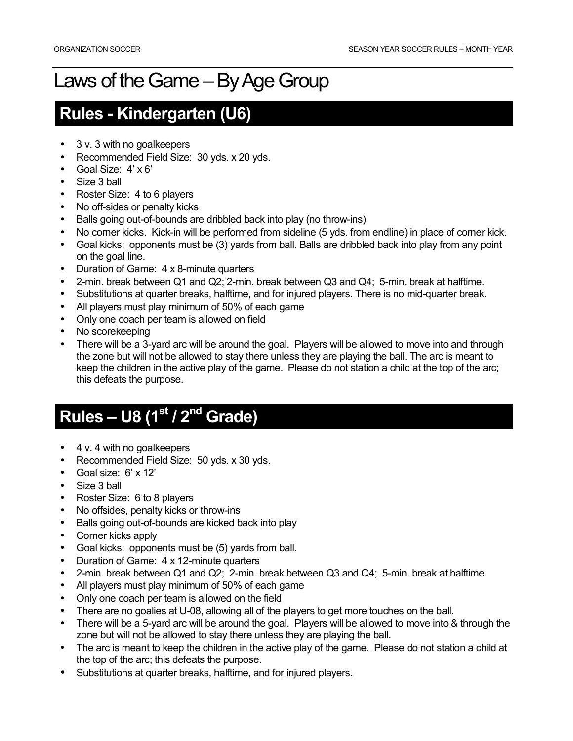# Laws of the Game – By Age Group

## Rules - Kindergarten (U6)

- 3 v. 3 with no goalkeepers
- Recommended Field Size: 30 yds. x 20 yds.
- Goal Size: 4' x 6'
- Size 3 ball
- Roster Size: 4 to 6 players
- No off-sides or penalty kicks
- Balls going out-of-bounds are dribbled back into play (no throw-ins)
- No corner kicks. Kick-in will be performed from sideline (5 yds. from endline) in place of corner kick.
- Goal kicks: opponents must be (3) yards from ball. Balls are dribbled back into play from any point on the goal line.
- Duration of Game: 4 x 8-minute quarters
- 2-min. break between Q1 and Q2; 2-min. break between Q3 and Q4; 5-min. break at halftime.
- Substitutions at quarter breaks, halftime, and for injured players. There is no mid-quarter break.
- All players must play minimum of 50% of each game
- Only one coach per team is allowed on field
- No scorekeeping
- There will be a 3-yard arc will be around the goal. Players will be allowed to move into and through the zone but will not be allowed to stay there unless they are playing the ball. The arc is meant to keep the children in the active play of the game. Please do not station a child at the top of the arc; this defeats the purpose.

## Rules – U8 (1st / 2nd Grade)

- 4 v. 4 with no goalkeepers
- Recommended Field Size: 50 yds. x 30 yds.
- Goal size: 6' x 12'
- Size 3 ball
- Roster Size: 6 to 8 players
- No offsides, penalty kicks or throw-ins
- Balls going out-of-bounds are kicked back into play
- Corner kicks apply
- Goal kicks: opponents must be (5) yards from ball.
- Duration of Game: 4 x 12-minute quarters
- 2-min. break between Q1 and Q2; 2-min. break between Q3 and Q4; 5-min. break at halftime.
- All players must play minimum of 50% of each game
- Only one coach per team is allowed on the field
- There are no goalies at U-08, allowing all of the players to get more touches on the ball.
- There will be a 5-yard arc will be around the goal. Players will be allowed to move into & through the zone but will not be allowed to stay there unless they are playing the ball.
- The arc is meant to keep the children in the active play of the game. Please do not station a child at the top of the arc; this defeats the purpose.
- Substitutions at quarter breaks, halftime, and for injured players.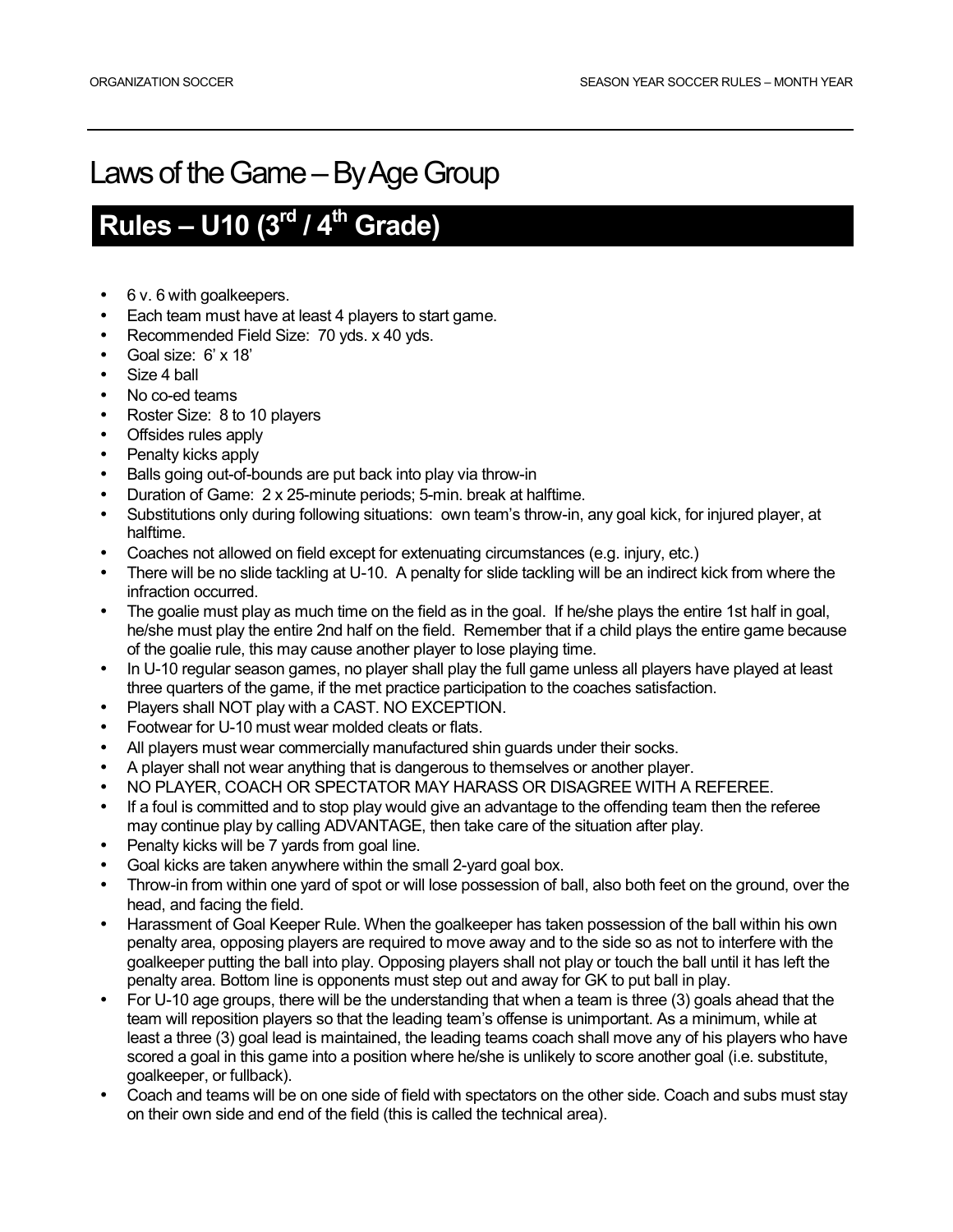# Laws of the Game – By Age Group

## Rules – U10 (3rd / 4th Grade)

- 6 v. 6 with goalkeepers.
- Each team must have at least 4 players to start game.
- Recommended Field Size: 70 yds. x 40 yds.
- Goal size: 6' x 18'
- Size 4 ball
- No co-ed teams
- Roster Size: 8 to 10 players
- Offsides rules apply
- Penalty kicks apply
- Balls going out-of-bounds are put back into play via throw-in
- Duration of Game: 2 x 25-minute periods; 5-min. break at halftime.
- Substitutions only during following situations: own team's throw-in, any goal kick, for injured player, at halftime.
- Coaches not allowed on field except for extenuating circumstances (e.g. injury, etc.)
- There will be no slide tackling at U-10. A penalty for slide tackling will be an indirect kick from where the infraction occurred.
- The goalie must play as much time on the field as in the goal. If he/she plays the entire 1st half in goal, he/she must play the entire 2nd half on the field. Remember that if a child plays the entire game because of the goalie rule, this may cause another player to lose playing time.
- In U-10 regular season games, no player shall play the full game unless all players have played at least three quarters of the game, if the met practice participation to the coaches satisfaction.
- Players shall NOT play with a CAST. NO EXCEPTION.
- Footwear for U-10 must wear molded cleats or flats.
- All players must wear commercially manufactured shin guards under their socks.
- A player shall not wear anything that is dangerous to themselves or another player.
- NO PLAYER, COACH OR SPECTATOR MAY HARASS OR DISAGREE WITH A REFEREE.
- If a foul is committed and to stop play would give an advantage to the offending team then the referee may continue play by calling ADVANTAGE, then take care of the situation after play.
- Penalty kicks will be 7 yards from goal line.
- Goal kicks are taken anywhere within the small 2-yard goal box.
- Throw-in from within one yard of spot or will lose possession of ball, also both feet on the ground, over the head, and facing the field.
- Harassment of Goal Keeper Rule. When the goalkeeper has taken possession of the ball within his own penalty area, opposing players are required to move away and to the side so as not to interfere with the goalkeeper putting the ball into play. Opposing players shall not play or touch the ball until it has left the penalty area. Bottom line is opponents must step out and away for GK to put ball in play.
- For U-10 age groups, there will be the understanding that when a team is three (3) goals ahead that the team will reposition players so that the leading team's offense is unimportant. As a minimum, while at least a three (3) goal lead is maintained, the leading teams coach shall move any of his players who have scored a goal in this game into a position where he/she is unlikely to score another goal (i.e. substitute, goalkeeper, or fullback).
- Coach and teams will be on one side of field with spectators on the other side. Coach and subs must stay on their own side and end of the field (this is called the technical area).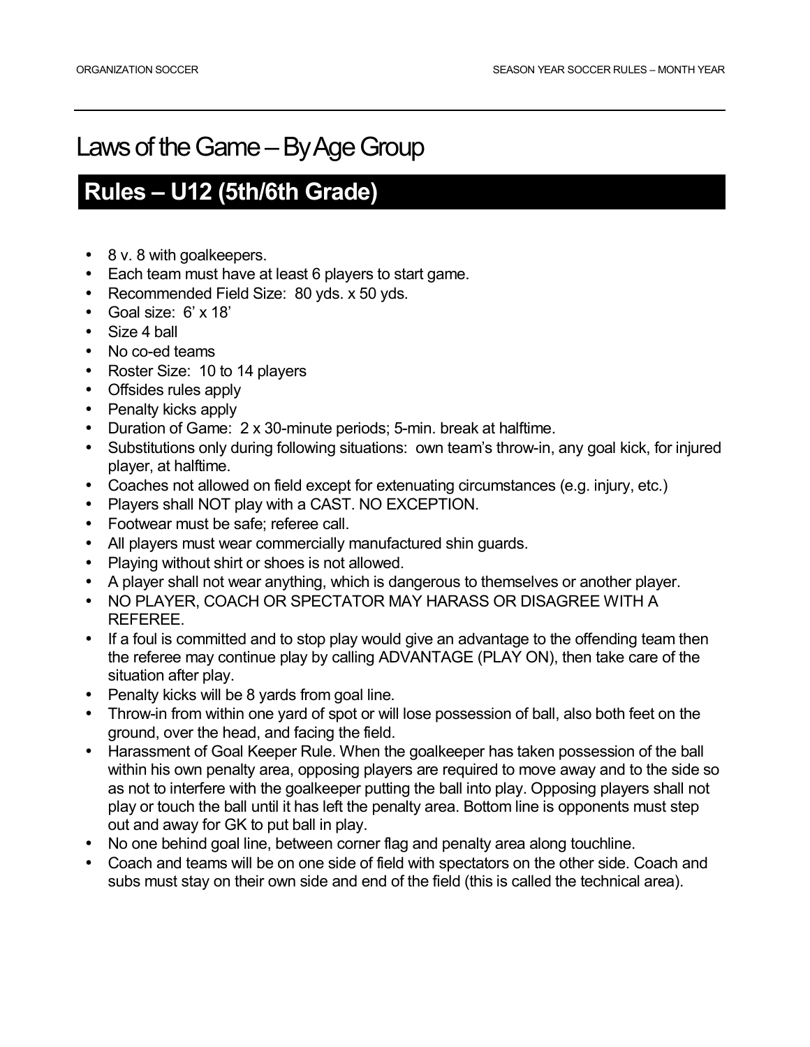# Laws of the Game – By Age Group

## Rules – U12 (5th/6th Grade)

- 8 v. 8 with goalkeepers.
- Each team must have at least 6 players to start game.
- Recommended Field Size: 80 yds. x 50 yds.
- Goal size: 6' x 18'
- Size 4 ball
- No co-ed teams
- Roster Size: 10 to 14 players
- Offsides rules apply
- Penalty kicks apply
- Duration of Game: 2 x 30-minute periods; 5-min. break at halftime.
- Substitutions only during following situations: own team's throw-in, any goal kick, for injured player, at halftime.
- Coaches not allowed on field except for extenuating circumstances (e.g. injury, etc.)
- Players shall NOT play with a CAST. NO EXCEPTION.
- Footwear must be safe; referee call.
- All players must wear commercially manufactured shin guards.
- Playing without shirt or shoes is not allowed.
- A player shall not wear anything, which is dangerous to themselves or another player.
- NO PLAYER, COACH OR SPECTATOR MAY HARASS OR DISAGREE WITH A REFEREE.
- If a foul is committed and to stop play would give an advantage to the offending team then the referee may continue play by calling ADVANTAGE (PLAY ON), then take care of the situation after play.
- Penalty kicks will be 8 yards from goal line.
- Throw-in from within one yard of spot or will lose possession of ball, also both feet on the ground, over the head, and facing the field.
- Harassment of Goal Keeper Rule. When the goalkeeper has taken possession of the ball within his own penalty area, opposing players are required to move away and to the side so as not to interfere with the goalkeeper putting the ball into play. Opposing players shall not play or touch the ball until it has left the penalty area. Bottom line is opponents must step out and away for GK to put ball in play.
- No one behind goal line, between corner flag and penalty area along touchline.
- Coach and teams will be on one side of field with spectators on the other side. Coach and subs must stay on their own side and end of the field (this is called the technical area).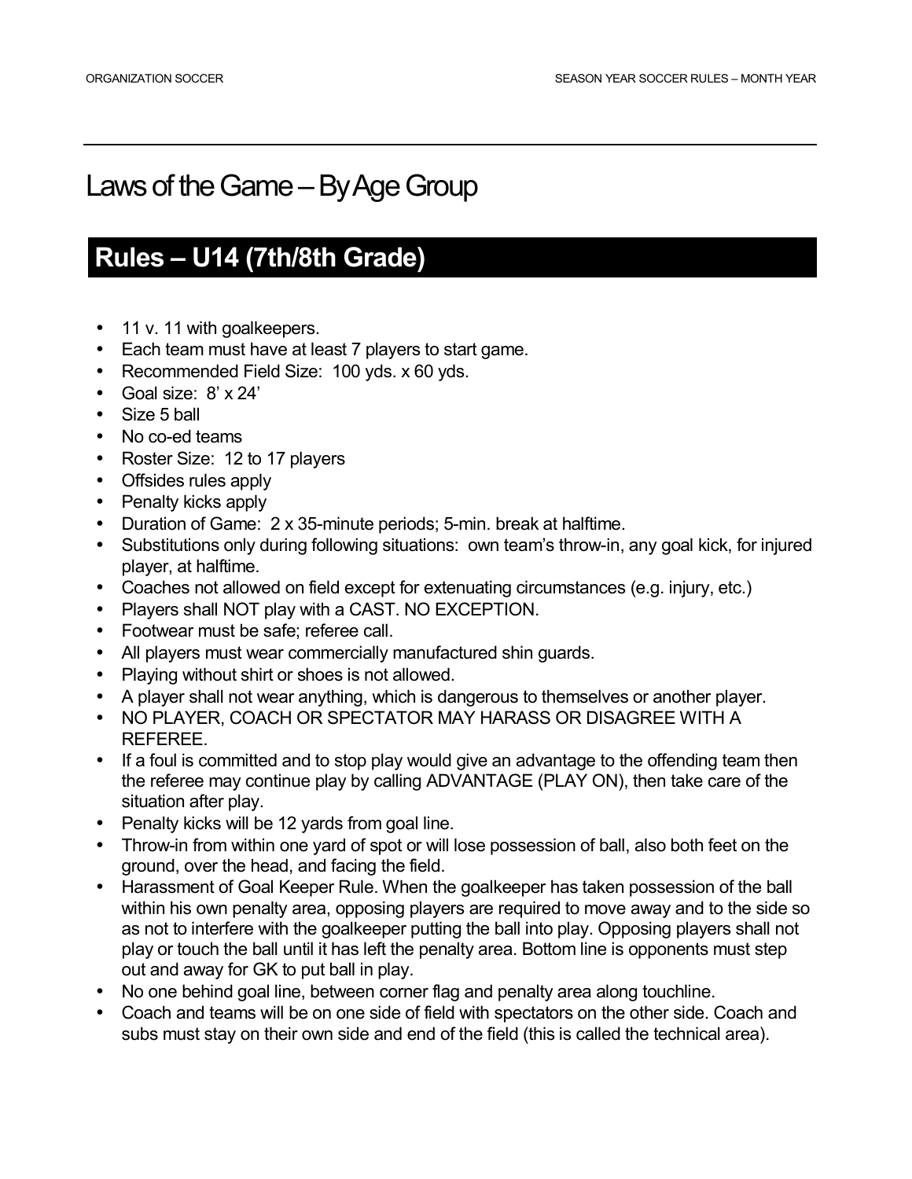# Laws of the Game – By Age Group

## Rules – U14 (7th/8th Grade)

- 11 v. 11 with goalkeepers.
- Each team must have at least 7 players to start game.
- Recommended Field Size: 100 yds. x 60 yds.
- Goal size: 8' x 24'
- Size 5 ball
- No co-ed teams
- Roster Size: 12 to 17 players
- Offsides rules apply
- Penalty kicks apply
- Duration of Game: 2 x 35-minute periods; 5-min. break at halftime.
- Substitutions only during following situations: own team's throw-in, any goal kick, for injured player, at halftime.
- Coaches not allowed on field except for extenuating circumstances (e.g. injury, etc.)
- Players shall NOT play with a CAST. NO EXCEPTION.
- Footwear must be safe; referee call.
- All players must wear commercially manufactured shin guards.
- Playing without shirt or shoes is not allowed.
- A player shall not wear anything, which is dangerous to themselves or another player.
- NO PLAYER, COACH OR SPECTATOR MAY HARASS OR DISAGREE WITH A REFEREE.
- If a foul is committed and to stop play would give an advantage to the offending team then the referee may continue play by calling ADVANTAGE (PLAY ON), then take care of the situation after play.
- Penalty kicks will be 12 yards from goal line.
- Throw-in from within one yard of spot or will lose possession of ball, also both feet on the ground, over the head, and facing the field.
- Harassment of Goal Keeper Rule. When the goalkeeper has taken possession of the ball within his own penalty area, opposing players are required to move away and to the side so as not to interfere with the goalkeeper putting the ball into play. Opposing players shall not play or touch the ball until it has left the penalty area. Bottom line is opponents must step out and away for GK to put ball in play.
- No one behind goal line, between corner flag and penalty area along touchline.
- Coach and teams will be on one side of field with spectators on the other side. Coach and subs must stay on their own side and end of the field (this is called the technical area).